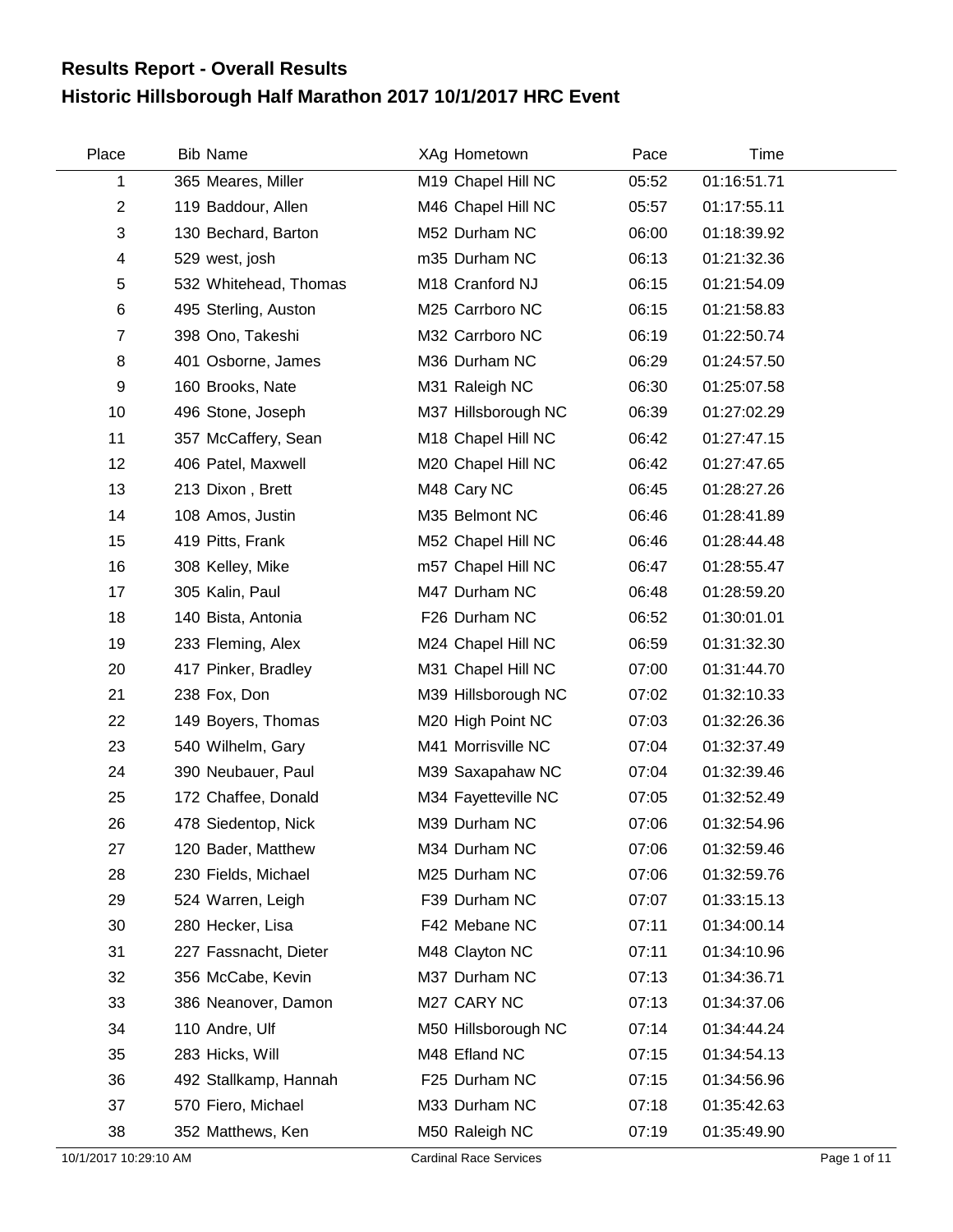# Results Report - Overall Results
## Historic Hillsborough Half Marathon 2017 10/1/2017 HRC Event

| Place | Bib | Name | XAg | Hometown | Pace | Time |
|---|---|---|---|---|---|---|
| 1 | 365 | Meares, Miller | M19 | Chapel Hill NC | 05:52 | 01:16:51.71 |
| 2 | 119 | Baddour, Allen | M46 | Chapel Hill NC | 05:57 | 01:17:55.11 |
| 3 | 130 | Bechard, Barton | M52 | Durham NC | 06:00 | 01:18:39.92 |
| 4 | 529 | west, josh | m35 | Durham NC | 06:13 | 01:21:32.36 |
| 5 | 532 | Whitehead, Thomas | M18 | Cranford NJ | 06:15 | 01:21:54.09 |
| 6 | 495 | Sterling, Auston | M25 | Carrboro NC | 06:15 | 01:21:58.83 |
| 7 | 398 | Ono, Takeshi | M32 | Carrboro NC | 06:19 | 01:22:50.74 |
| 8 | 401 | Osborne, James | M36 | Durham NC | 06:29 | 01:24:57.50 |
| 9 | 160 | Brooks, Nate | M31 | Raleigh NC | 06:30 | 01:25:07.58 |
| 10 | 496 | Stone, Joseph | M37 | Hillsborough NC | 06:39 | 01:27:02.29 |
| 11 | 357 | McCaffery, Sean | M18 | Chapel Hill NC | 06:42 | 01:27:47.15 |
| 12 | 406 | Patel, Maxwell | M20 | Chapel Hill NC | 06:42 | 01:27:47.65 |
| 13 | 213 | Dixon , Brett | M48 | Cary NC | 06:45 | 01:28:27.26 |
| 14 | 108 | Amos, Justin | M35 | Belmont NC | 06:46 | 01:28:41.89 |
| 15 | 419 | Pitts, Frank | M52 | Chapel Hill NC | 06:46 | 01:28:44.48 |
| 16 | 308 | Kelley, Mike | m57 | Chapel Hill NC | 06:47 | 01:28:55.47 |
| 17 | 305 | Kalin, Paul | M47 | Durham NC | 06:48 | 01:28:59.20 |
| 18 | 140 | Bista, Antonia | F26 | Durham NC | 06:52 | 01:30:01.01 |
| 19 | 233 | Fleming, Alex | M24 | Chapel Hill NC | 06:59 | 01:31:32.30 |
| 20 | 417 | Pinker, Bradley | M31 | Chapel Hill NC | 07:00 | 01:31:44.70 |
| 21 | 238 | Fox, Don | M39 | Hillsborough NC | 07:02 | 01:32:10.33 |
| 22 | 149 | Boyers, Thomas | M20 | High Point NC | 07:03 | 01:32:26.36 |
| 23 | 540 | Wilhelm, Gary | M41 | Morrisville NC | 07:04 | 01:32:37.49 |
| 24 | 390 | Neubauer, Paul | M39 | Saxapahaw NC | 07:04 | 01:32:39.46 |
| 25 | 172 | Chaffee, Donald | M34 | Fayetteville NC | 07:05 | 01:32:52.49 |
| 26 | 478 | Siedentop, Nick | M39 | Durham NC | 07:06 | 01:32:54.96 |
| 27 | 120 | Bader, Matthew | M34 | Durham NC | 07:06 | 01:32:59.46 |
| 28 | 230 | Fields, Michael | M25 | Durham NC | 07:06 | 01:32:59.76 |
| 29 | 524 | Warren, Leigh | F39 | Durham NC | 07:07 | 01:33:15.13 |
| 30 | 280 | Hecker, Lisa | F42 | Mebane NC | 07:11 | 01:34:00.14 |
| 31 | 227 | Fassnacht, Dieter | M48 | Clayton NC | 07:11 | 01:34:10.96 |
| 32 | 356 | McCabe, Kevin | M37 | Durham NC | 07:13 | 01:34:36.71 |
| 33 | 386 | Neanover, Damon | M27 | CARY NC | 07:13 | 01:34:37.06 |
| 34 | 110 | Andre, Ulf | M50 | Hillsborough NC | 07:14 | 01:34:44.24 |
| 35 | 283 | Hicks, Will | M48 | Efland NC | 07:15 | 01:34:54.13 |
| 36 | 492 | Stallkamp, Hannah | F25 | Durham NC | 07:15 | 01:34:56.96 |
| 37 | 570 | Fiero, Michael | M33 | Durham NC | 07:18 | 01:35:42.63 |
| 38 | 352 | Matthews, Ken | M50 | Raleigh NC | 07:19 | 01:35:49.90 |

10/1/2017 10:29:10 AM — Cardinal Race Services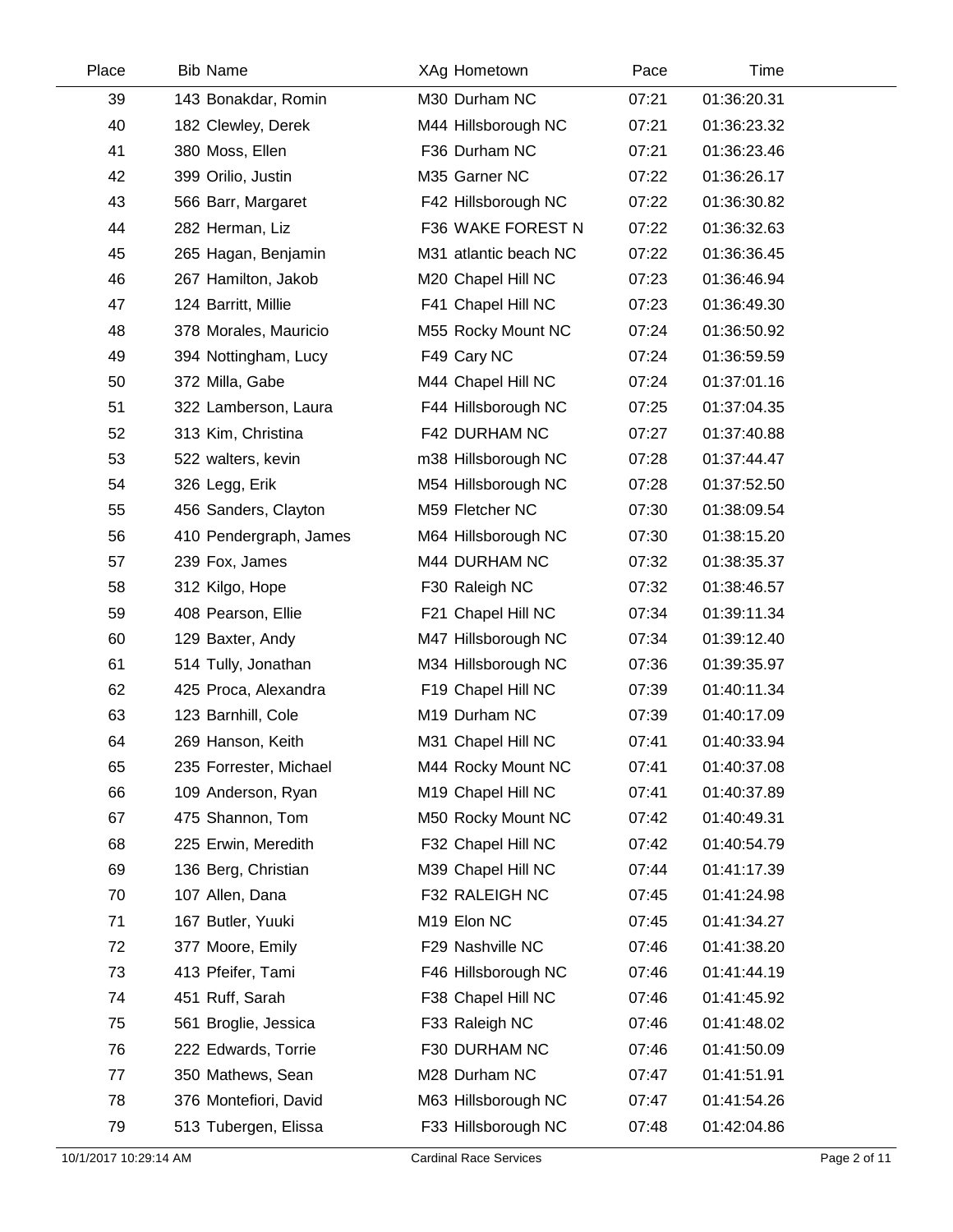| Place | Bib | Name | XAg | Hometown | Pace | Time |
|---|---|---|---|---|---|---|
| 39 | 143 | Bonakdar, Romin | M30 | Durham NC | 07:21 | 01:36:20.31 |
| 40 | 182 | Clewley, Derek | M44 | Hillsborough NC | 07:21 | 01:36:23.32 |
| 41 | 380 | Moss, Ellen | F36 | Durham NC | 07:21 | 01:36:23.46 |
| 42 | 399 | Orilio, Justin | M35 | Garner NC | 07:22 | 01:36:26.17 |
| 43 | 566 | Barr, Margaret | F42 | Hillsborough NC | 07:22 | 01:36:30.82 |
| 44 | 282 | Herman, Liz | F36 | WAKE FOREST N | 07:22 | 01:36:32.63 |
| 45 | 265 | Hagan, Benjamin | M31 | atlantic beach NC | 07:22 | 01:36:36.45 |
| 46 | 267 | Hamilton, Jakob | M20 | Chapel Hill NC | 07:23 | 01:36:46.94 |
| 47 | 124 | Barritt, Millie | F41 | Chapel Hill NC | 07:23 | 01:36:49.30 |
| 48 | 378 | Morales, Mauricio | M55 | Rocky Mount NC | 07:24 | 01:36:50.92 |
| 49 | 394 | Nottingham, Lucy | F49 | Cary NC | 07:24 | 01:36:59.59 |
| 50 | 372 | Milla, Gabe | M44 | Chapel Hill NC | 07:24 | 01:37:01.16 |
| 51 | 322 | Lamberson, Laura | F44 | Hillsborough NC | 07:25 | 01:37:04.35 |
| 52 | 313 | Kim, Christina | F42 | DURHAM NC | 07:27 | 01:37:40.88 |
| 53 | 522 | walters, kevin | m38 | Hillsborough NC | 07:28 | 01:37:44.47 |
| 54 | 326 | Legg, Erik | M54 | Hillsborough NC | 07:28 | 01:37:52.50 |
| 55 | 456 | Sanders, Clayton | M59 | Fletcher NC | 07:30 | 01:38:09.54 |
| 56 | 410 | Pendergraph, James | M64 | Hillsborough NC | 07:30 | 01:38:15.20 |
| 57 | 239 | Fox, James | M44 | DURHAM NC | 07:32 | 01:38:35.37 |
| 58 | 312 | Kilgo, Hope | F30 | Raleigh NC | 07:32 | 01:38:46.57 |
| 59 | 408 | Pearson, Ellie | F21 | Chapel Hill NC | 07:34 | 01:39:11.34 |
| 60 | 129 | Baxter, Andy | M47 | Hillsborough NC | 07:34 | 01:39:12.40 |
| 61 | 514 | Tully, Jonathan | M34 | Hillsborough NC | 07:36 | 01:39:35.97 |
| 62 | 425 | Proca, Alexandra | F19 | Chapel Hill NC | 07:39 | 01:40:11.34 |
| 63 | 123 | Barnhill, Cole | M19 | Durham NC | 07:39 | 01:40:17.09 |
| 64 | 269 | Hanson, Keith | M31 | Chapel Hill NC | 07:41 | 01:40:33.94 |
| 65 | 235 | Forrester, Michael | M44 | Rocky Mount NC | 07:41 | 01:40:37.08 |
| 66 | 109 | Anderson, Ryan | M19 | Chapel Hill NC | 07:41 | 01:40:37.89 |
| 67 | 475 | Shannon, Tom | M50 | Rocky Mount NC | 07:42 | 01:40:49.31 |
| 68 | 225 | Erwin, Meredith | F32 | Chapel Hill NC | 07:42 | 01:40:54.79 |
| 69 | 136 | Berg, Christian | M39 | Chapel Hill NC | 07:44 | 01:41:17.39 |
| 70 | 107 | Allen, Dana | F32 | RALEIGH NC | 07:45 | 01:41:24.98 |
| 71 | 167 | Butler, Yuuki | M19 | Elon NC | 07:45 | 01:41:34.27 |
| 72 | 377 | Moore, Emily | F29 | Nashville NC | 07:46 | 01:41:38.20 |
| 73 | 413 | Pfeifer, Tami | F46 | Hillsborough NC | 07:46 | 01:41:44.19 |
| 74 | 451 | Ruff, Sarah | F38 | Chapel Hill NC | 07:46 | 01:41:45.92 |
| 75 | 561 | Broglie, Jessica | F33 | Raleigh NC | 07:46 | 01:41:48.02 |
| 76 | 222 | Edwards, Torrie | F30 | DURHAM NC | 07:46 | 01:41:50.09 |
| 77 | 350 | Mathews, Sean | M28 | Durham NC | 07:47 | 01:41:51.91 |
| 78 | 376 | Montefiori, David | M63 | Hillsborough NC | 07:47 | 01:41:54.26 |
| 79 | 513 | Tubergen, Elissa | F33 | Hillsborough NC | 07:48 | 01:42:04.86 |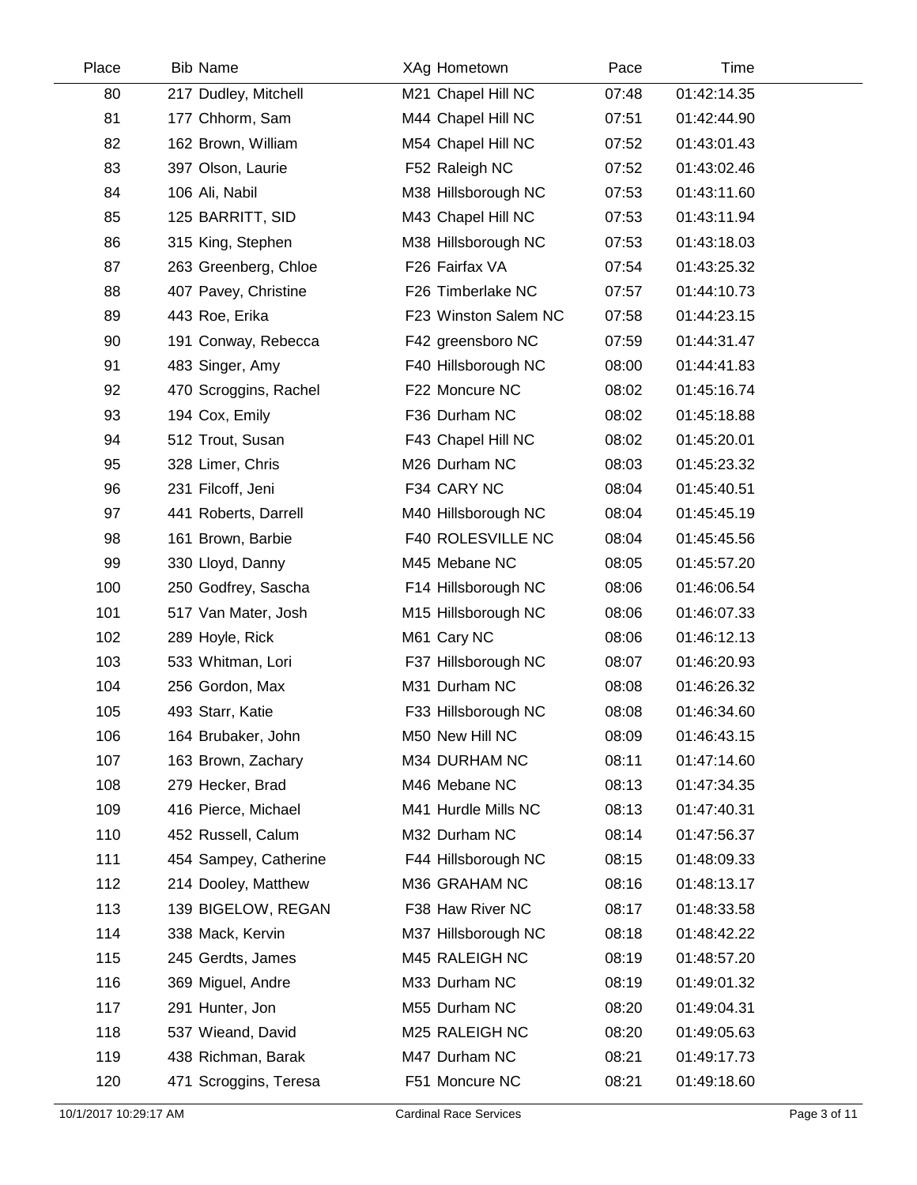| Place | Bib | Name | XAg | Hometown | Pace | Time |
|---|---|---|---|---|---|---|
| 80 | 217 | Dudley, Mitchell | M21 | Chapel Hill NC | 07:48 | 01:42:14.35 |
| 81 | 177 | Chhorm, Sam | M44 | Chapel Hill NC | 07:51 | 01:42:44.90 |
| 82 | 162 | Brown, William | M54 | Chapel Hill NC | 07:52 | 01:43:01.43 |
| 83 | 397 | Olson, Laurie | F52 | Raleigh NC | 07:52 | 01:43:02.46 |
| 84 | 106 | Ali, Nabil | M38 | Hillsborough NC | 07:53 | 01:43:11.60 |
| 85 | 125 | BARRITT, SID | M43 | Chapel Hill NC | 07:53 | 01:43:11.94 |
| 86 | 315 | King, Stephen | M38 | Hillsborough NC | 07:53 | 01:43:18.03 |
| 87 | 263 | Greenberg, Chloe | F26 | Fairfax VA | 07:54 | 01:43:25.32 |
| 88 | 407 | Pavey, Christine | F26 | Timberlake NC | 07:57 | 01:44:10.73 |
| 89 | 443 | Roe, Erika | F23 | Winston Salem NC | 07:58 | 01:44:23.15 |
| 90 | 191 | Conway, Rebecca | F42 | greensboro NC | 07:59 | 01:44:31.47 |
| 91 | 483 | Singer, Amy | F40 | Hillsborough NC | 08:00 | 01:44:41.83 |
| 92 | 470 | Scroggins, Rachel | F22 | Moncure NC | 08:02 | 01:45:16.74 |
| 93 | 194 | Cox, Emily | F36 | Durham NC | 08:02 | 01:45:18.88 |
| 94 | 512 | Trout, Susan | F43 | Chapel Hill NC | 08:02 | 01:45:20.01 |
| 95 | 328 | Limer, Chris | M26 | Durham NC | 08:03 | 01:45:23.32 |
| 96 | 231 | Filcoff, Jeni | F34 | CARY NC | 08:04 | 01:45:40.51 |
| 97 | 441 | Roberts, Darrell | M40 | Hillsborough NC | 08:04 | 01:45:45.19 |
| 98 | 161 | Brown, Barbie | F40 | ROLESVILLE NC | 08:04 | 01:45:45.56 |
| 99 | 330 | Lloyd, Danny | M45 | Mebane NC | 08:05 | 01:45:57.20 |
| 100 | 250 | Godfrey, Sascha | F14 | Hillsborough NC | 08:06 | 01:46:06.54 |
| 101 | 517 | Van Mater, Josh | M15 | Hillsborough NC | 08:06 | 01:46:07.33 |
| 102 | 289 | Hoyle, Rick | M61 | Cary NC | 08:06 | 01:46:12.13 |
| 103 | 533 | Whitman, Lori | F37 | Hillsborough NC | 08:07 | 01:46:20.93 |
| 104 | 256 | Gordon, Max | M31 | Durham NC | 08:08 | 01:46:26.32 |
| 105 | 493 | Starr, Katie | F33 | Hillsborough NC | 08:08 | 01:46:34.60 |
| 106 | 164 | Brubaker, John | M50 | New Hill NC | 08:09 | 01:46:43.15 |
| 107 | 163 | Brown, Zachary | M34 | DURHAM NC | 08:11 | 01:47:14.60 |
| 108 | 279 | Hecker, Brad | M46 | Mebane NC | 08:13 | 01:47:34.35 |
| 109 | 416 | Pierce, Michael | M41 | Hurdle Mills NC | 08:13 | 01:47:40.31 |
| 110 | 452 | Russell, Calum | M32 | Durham NC | 08:14 | 01:47:56.37 |
| 111 | 454 | Sampey, Catherine | F44 | Hillsborough NC | 08:15 | 01:48:09.33 |
| 112 | 214 | Dooley, Matthew | M36 | GRAHAM NC | 08:16 | 01:48:13.17 |
| 113 | 139 | BIGELOW, REGAN | F38 | Haw River NC | 08:17 | 01:48:33.58 |
| 114 | 338 | Mack, Kervin | M37 | Hillsborough NC | 08:18 | 01:48:42.22 |
| 115 | 245 | Gerdts, James | M45 | RALEIGH NC | 08:19 | 01:48:57.20 |
| 116 | 369 | Miguel, Andre | M33 | Durham NC | 08:19 | 01:49:01.32 |
| 117 | 291 | Hunter, Jon | M55 | Durham NC | 08:20 | 01:49:04.31 |
| 118 | 537 | Wieand, David | M25 | RALEIGH NC | 08:20 | 01:49:05.63 |
| 119 | 438 | Richman, Barak | M47 | Durham NC | 08:21 | 01:49:17.73 |
| 120 | 471 | Scroggins, Teresa | F51 | Moncure NC | 08:21 | 01:49:18.60 |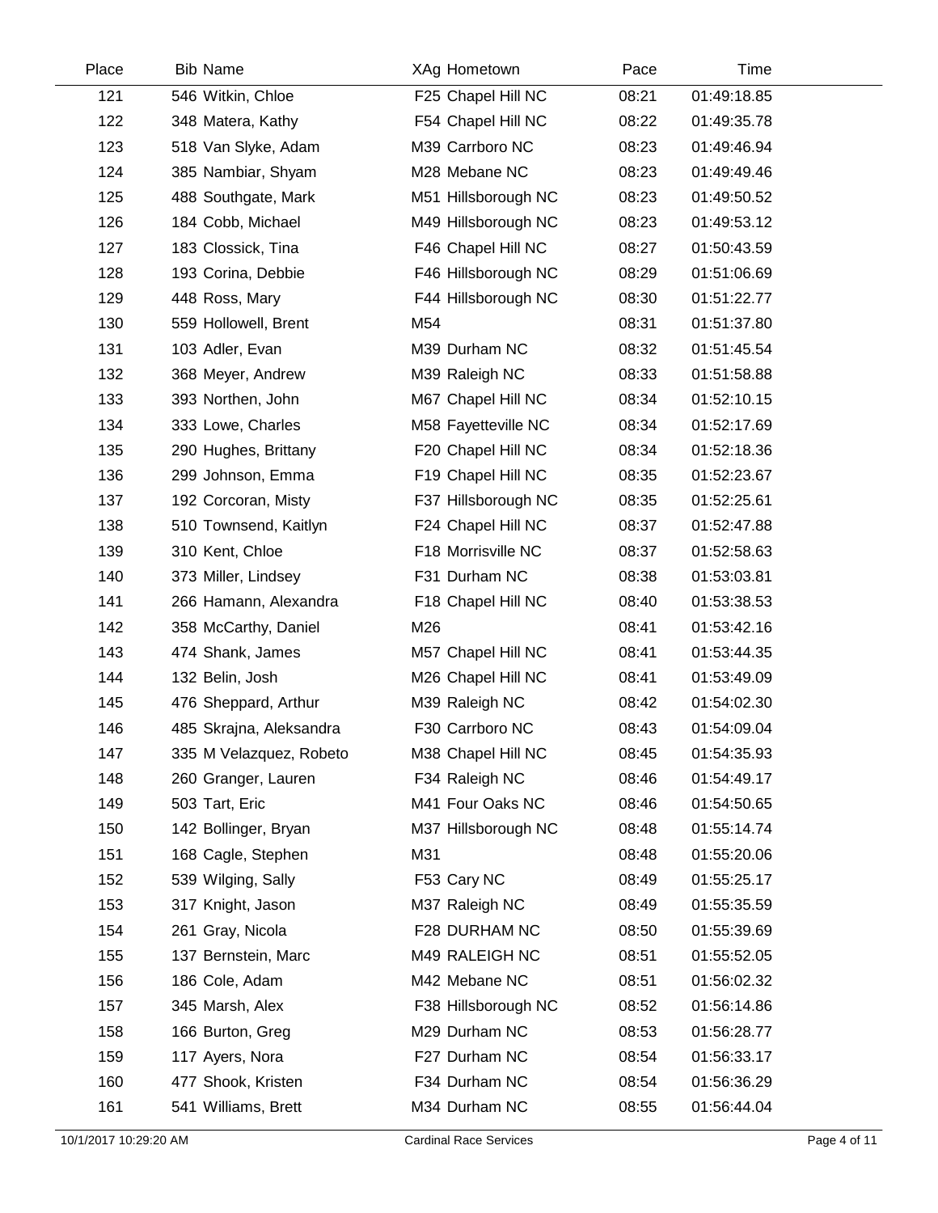| Place | Bib | Name | XAg | Hometown | Pace | Time |
|---|---|---|---|---|---|---|
| 121 | 546 | Witkin, Chloe | F25 | Chapel Hill NC | 08:21 | 01:49:18.85 |
| 122 | 348 | Matera, Kathy | F54 | Chapel Hill NC | 08:22 | 01:49:35.78 |
| 123 | 518 | Van Slyke, Adam | M39 | Carrboro NC | 08:23 | 01:49:46.94 |
| 124 | 385 | Nambiar, Shyam | M28 | Mebane NC | 08:23 | 01:49:49.46 |
| 125 | 488 | Southgate, Mark | M51 | Hillsborough NC | 08:23 | 01:49:50.52 |
| 126 | 184 | Cobb, Michael | M49 | Hillsborough NC | 08:23 | 01:49:53.12 |
| 127 | 183 | Clossick, Tina | F46 | Chapel Hill NC | 08:27 | 01:50:43.59 |
| 128 | 193 | Corina, Debbie | F46 | Hillsborough NC | 08:29 | 01:51:06.69 |
| 129 | 448 | Ross, Mary | F44 | Hillsborough NC | 08:30 | 01:51:22.77 |
| 130 | 559 | Hollowell, Brent | M54 | | 08:31 | 01:51:37.80 |
| 131 | 103 | Adler, Evan | M39 | Durham NC | 08:32 | 01:51:45.54 |
| 132 | 368 | Meyer, Andrew | M39 | Raleigh NC | 08:33 | 01:51:58.88 |
| 133 | 393 | Northen, John | M67 | Chapel Hill NC | 08:34 | 01:52:10.15 |
| 134 | 333 | Lowe, Charles | M58 | Fayetteville NC | 08:34 | 01:52:17.69 |
| 135 | 290 | Hughes, Brittany | F20 | Chapel Hill NC | 08:34 | 01:52:18.36 |
| 136 | 299 | Johnson, Emma | F19 | Chapel Hill NC | 08:35 | 01:52:23.67 |
| 137 | 192 | Corcoran, Misty | F37 | Hillsborough NC | 08:35 | 01:52:25.61 |
| 138 | 510 | Townsend, Kaitlyn | F24 | Chapel Hill NC | 08:37 | 01:52:47.88 |
| 139 | 310 | Kent, Chloe | F18 | Morrisville NC | 08:37 | 01:52:58.63 |
| 140 | 373 | Miller, Lindsey | F31 | Durham NC | 08:38 | 01:53:03.81 |
| 141 | 266 | Hamann, Alexandra | F18 | Chapel Hill NC | 08:40 | 01:53:38.53 |
| 142 | 358 | McCarthy, Daniel | M26 | | 08:41 | 01:53:42.16 |
| 143 | 474 | Shank, James | M57 | Chapel Hill NC | 08:41 | 01:53:44.35 |
| 144 | 132 | Belin, Josh | M26 | Chapel Hill NC | 08:41 | 01:53:49.09 |
| 145 | 476 | Sheppard, Arthur | M39 | Raleigh NC | 08:42 | 01:54:02.30 |
| 146 | 485 | Skrajna, Aleksandra | F30 | Carrboro NC | 08:43 | 01:54:09.04 |
| 147 | 335 | M Velazquez, Robeto | M38 | Chapel Hill NC | 08:45 | 01:54:35.93 |
| 148 | 260 | Granger, Lauren | F34 | Raleigh NC | 08:46 | 01:54:49.17 |
| 149 | 503 | Tart, Eric | M41 | Four Oaks NC | 08:46 | 01:54:50.65 |
| 150 | 142 | Bollinger, Bryan | M37 | Hillsborough NC | 08:48 | 01:55:14.74 |
| 151 | 168 | Cagle, Stephen | M31 | | 08:48 | 01:55:20.06 |
| 152 | 539 | Wilging, Sally | F53 | Cary NC | 08:49 | 01:55:25.17 |
| 153 | 317 | Knight, Jason | M37 | Raleigh NC | 08:49 | 01:55:35.59 |
| 154 | 261 | Gray, Nicola | F28 | DURHAM NC | 08:50 | 01:55:39.69 |
| 155 | 137 | Bernstein, Marc | M49 | RALEIGH NC | 08:51 | 01:55:52.05 |
| 156 | 186 | Cole, Adam | M42 | Mebane NC | 08:51 | 01:56:02.32 |
| 157 | 345 | Marsh, Alex | F38 | Hillsborough NC | 08:52 | 01:56:14.86 |
| 158 | 166 | Burton, Greg | M29 | Durham NC | 08:53 | 01:56:28.77 |
| 159 | 117 | Ayers, Nora | F27 | Durham NC | 08:54 | 01:56:33.17 |
| 160 | 477 | Shook, Kristen | F34 | Durham NC | 08:54 | 01:56:36.29 |
| 161 | 541 | Williams, Brett | M34 | Durham NC | 08:55 | 01:56:44.04 |

10/1/2017 10:29:20 AM Cardinal Race Services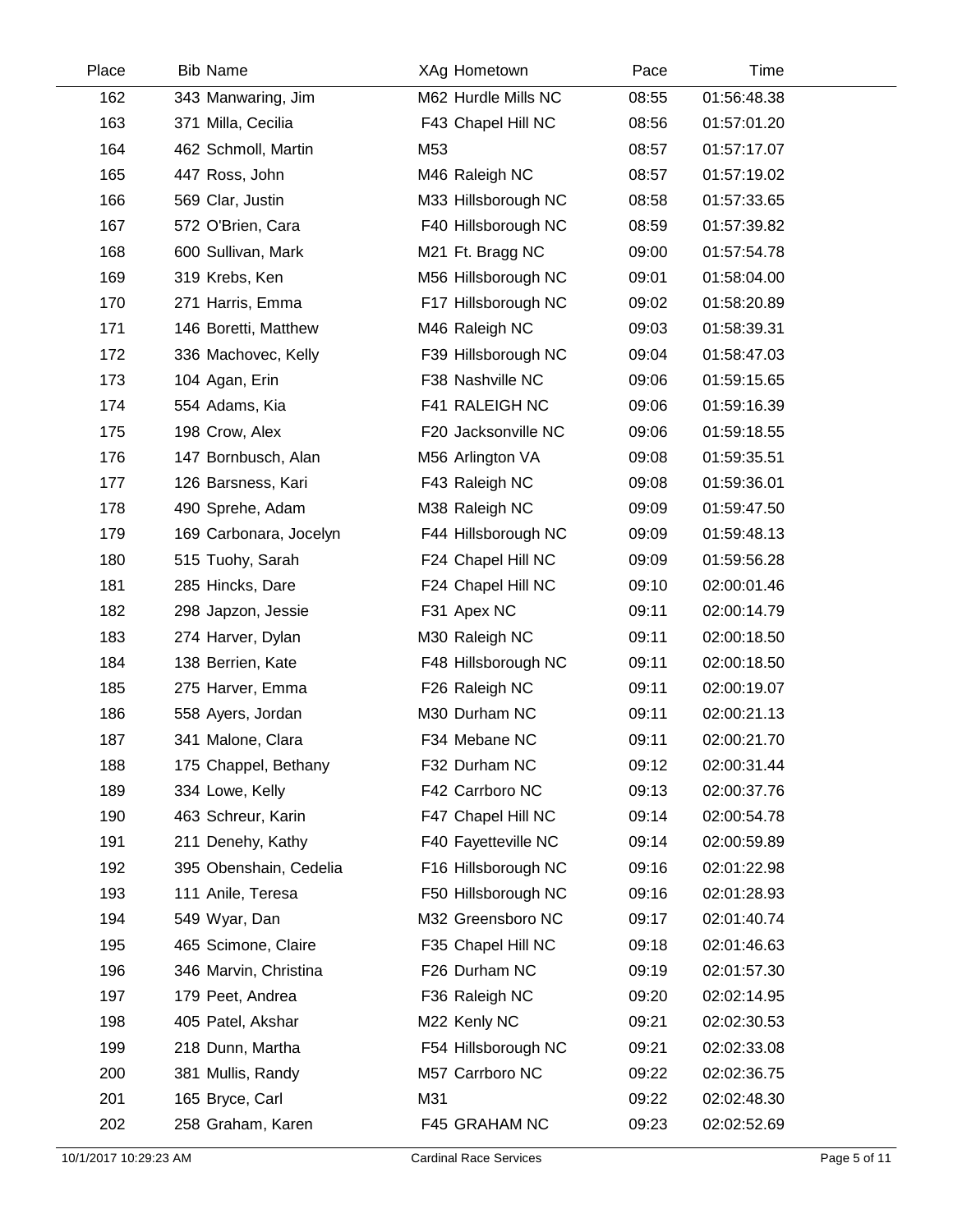| Place | Bib | Name | XAg | Hometown | Pace | Time |
|---|---|---|---|---|---|---|
| 162 | 343 | Manwaring, Jim | M62 | Hurdle Mills NC | 08:55 | 01:56:48.38 |
| 163 | 371 | Milla, Cecilia | F43 | Chapel Hill NC | 08:56 | 01:57:01.20 |
| 164 | 462 | Schmoll, Martin | M53 | | 08:57 | 01:57:17.07 |
| 165 | 447 | Ross, John | M46 | Raleigh NC | 08:57 | 01:57:19.02 |
| 166 | 569 | Clar, Justin | M33 | Hillsborough NC | 08:58 | 01:57:33.65 |
| 167 | 572 | O'Brien, Cara | F40 | Hillsborough NC | 08:59 | 01:57:39.82 |
| 168 | 600 | Sullivan, Mark | M21 | Ft. Bragg NC | 09:00 | 01:57:54.78 |
| 169 | 319 | Krebs, Ken | M56 | Hillsborough NC | 09:01 | 01:58:04.00 |
| 170 | 271 | Harris, Emma | F17 | Hillsborough NC | 09:02 | 01:58:20.89 |
| 171 | 146 | Boretti, Matthew | M46 | Raleigh NC | 09:03 | 01:58:39.31 |
| 172 | 336 | Machovec, Kelly | F39 | Hillsborough NC | 09:04 | 01:58:47.03 |
| 173 | 104 | Agan, Erin | F38 | Nashville NC | 09:06 | 01:59:15.65 |
| 174 | 554 | Adams, Kia | F41 | RALEIGH NC | 09:06 | 01:59:16.39 |
| 175 | 198 | Crow, Alex | F20 | Jacksonville NC | 09:06 | 01:59:18.55 |
| 176 | 147 | Bornbusch, Alan | M56 | Arlington VA | 09:08 | 01:59:35.51 |
| 177 | 126 | Barsness, Kari | F43 | Raleigh NC | 09:08 | 01:59:36.01 |
| 178 | 490 | Sprehe, Adam | M38 | Raleigh NC | 09:09 | 01:59:47.50 |
| 179 | 169 | Carbonara, Jocelyn | F44 | Hillsborough NC | 09:09 | 01:59:48.13 |
| 180 | 515 | Tuohy, Sarah | F24 | Chapel Hill NC | 09:09 | 01:59:56.28 |
| 181 | 285 | Hincks, Dare | F24 | Chapel Hill NC | 09:10 | 02:00:01.46 |
| 182 | 298 | Japzon, Jessie | F31 | Apex NC | 09:11 | 02:00:14.79 |
| 183 | 274 | Harver, Dylan | M30 | Raleigh NC | 09:11 | 02:00:18.50 |
| 184 | 138 | Berrien, Kate | F48 | Hillsborough NC | 09:11 | 02:00:18.50 |
| 185 | 275 | Harver, Emma | F26 | Raleigh NC | 09:11 | 02:00:19.07 |
| 186 | 558 | Ayers, Jordan | M30 | Durham NC | 09:11 | 02:00:21.13 |
| 187 | 341 | Malone, Clara | F34 | Mebane NC | 09:11 | 02:00:21.70 |
| 188 | 175 | Chappel, Bethany | F32 | Durham NC | 09:12 | 02:00:31.44 |
| 189 | 334 | Lowe, Kelly | F42 | Carrboro NC | 09:13 | 02:00:37.76 |
| 190 | 463 | Schreur, Karin | F47 | Chapel Hill NC | 09:14 | 02:00:54.78 |
| 191 | 211 | Denehy, Kathy | F40 | Fayetteville NC | 09:14 | 02:00:59.89 |
| 192 | 395 | Obenshain, Cedelia | F16 | Hillsborough NC | 09:16 | 02:01:22.98 |
| 193 | 111 | Anile, Teresa | F50 | Hillsborough NC | 09:16 | 02:01:28.93 |
| 194 | 549 | Wyar, Dan | M32 | Greensboro NC | 09:17 | 02:01:40.74 |
| 195 | 465 | Scimone, Claire | F35 | Chapel Hill NC | 09:18 | 02:01:46.63 |
| 196 | 346 | Marvin, Christina | F26 | Durham NC | 09:19 | 02:01:57.30 |
| 197 | 179 | Peet, Andrea | F36 | Raleigh NC | 09:20 | 02:02:14.95 |
| 198 | 405 | Patel, Akshar | M22 | Kenly NC | 09:21 | 02:02:30.53 |
| 199 | 218 | Dunn, Martha | F54 | Hillsborough NC | 09:21 | 02:02:33.08 |
| 200 | 381 | Mullis, Randy | M57 | Carrboro NC | 09:22 | 02:02:36.75 |
| 201 | 165 | Bryce, Carl | M31 | | 09:22 | 02:02:48.30 |
| 202 | 258 | Graham, Karen | F45 | GRAHAM NC | 09:23 | 02:02:52.69 |

10/1/2017 10:29:23 AM Cardinal Race Services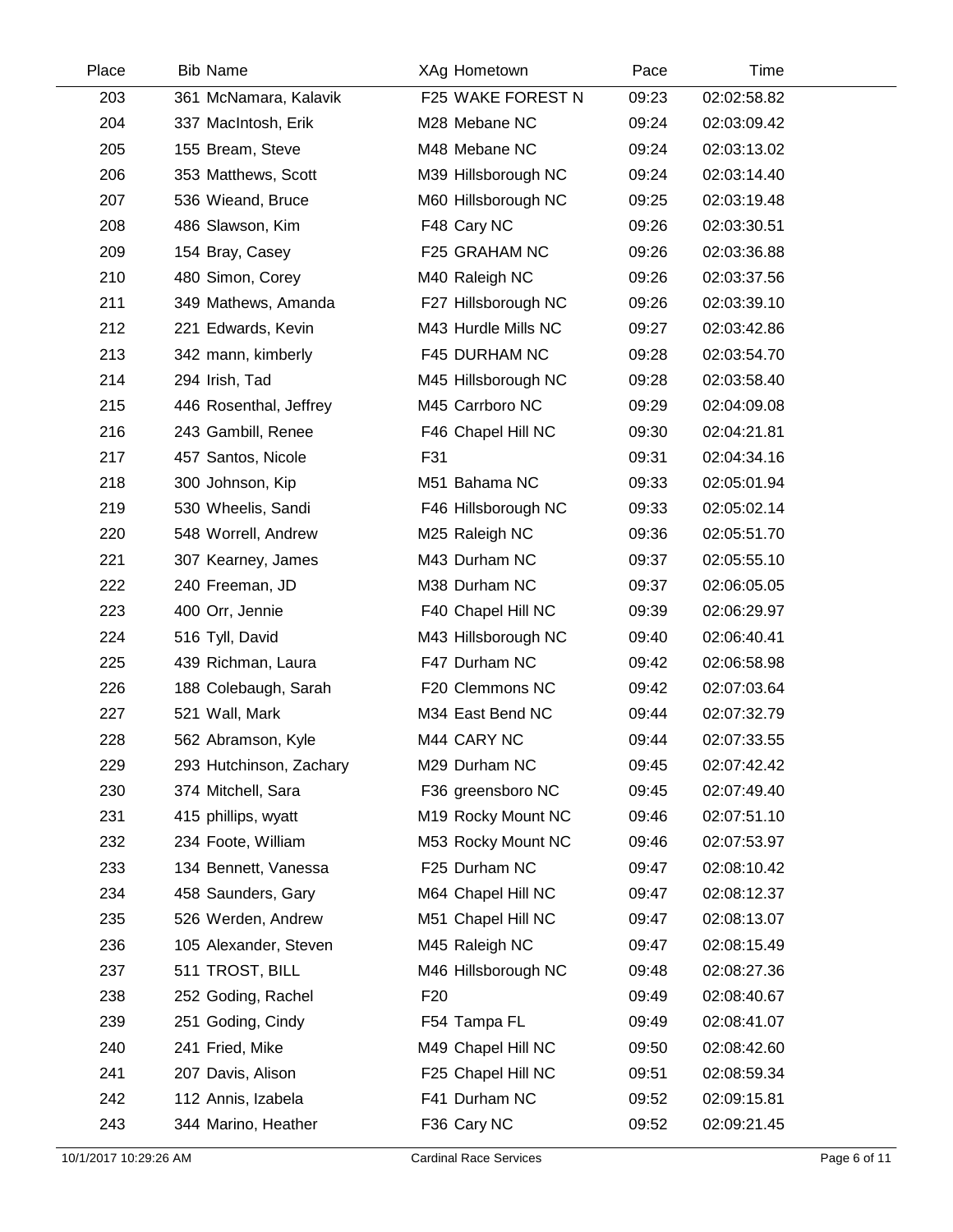| Place | Bib | Name | XAg | Hometown | Pace | Time |
|---|---|---|---|---|---|---|
| 203 | 361 | McNamara, Kalavik | F25 | WAKE FOREST N | 09:23 | 02:02:58.82 |
| 204 | 337 | MacIntosh, Erik | M28 | Mebane NC | 09:24 | 02:03:09.42 |
| 205 | 155 | Bream, Steve | M48 | Mebane NC | 09:24 | 02:03:13.02 |
| 206 | 353 | Matthews, Scott | M39 | Hillsborough NC | 09:24 | 02:03:14.40 |
| 207 | 536 | Wieand, Bruce | M60 | Hillsborough NC | 09:25 | 02:03:19.48 |
| 208 | 486 | Slawson, Kim | F48 | Cary NC | 09:26 | 02:03:30.51 |
| 209 | 154 | Bray, Casey | F25 | GRAHAM NC | 09:26 | 02:03:36.88 |
| 210 | 480 | Simon, Corey | M40 | Raleigh NC | 09:26 | 02:03:37.56 |
| 211 | 349 | Mathews, Amanda | F27 | Hillsborough NC | 09:26 | 02:03:39.10 |
| 212 | 221 | Edwards, Kevin | M43 | Hurdle Mills NC | 09:27 | 02:03:42.86 |
| 213 | 342 | mann, kimberly | F45 | DURHAM NC | 09:28 | 02:03:54.70 |
| 214 | 294 | Irish, Tad | M45 | Hillsborough NC | 09:28 | 02:03:58.40 |
| 215 | 446 | Rosenthal, Jeffrey | M45 | Carrboro NC | 09:29 | 02:04:09.08 |
| 216 | 243 | Gambill, Renee | F46 | Chapel Hill NC | 09:30 | 02:04:21.81 |
| 217 | 457 | Santos, Nicole | F31 | | 09:31 | 02:04:34.16 |
| 218 | 300 | Johnson, Kip | M51 | Bahama NC | 09:33 | 02:05:01.94 |
| 219 | 530 | Wheelis, Sandi | F46 | Hillsborough NC | 09:33 | 02:05:02.14 |
| 220 | 548 | Worrell, Andrew | M25 | Raleigh NC | 09:36 | 02:05:51.70 |
| 221 | 307 | Kearney, James | M43 | Durham NC | 09:37 | 02:05:55.10 |
| 222 | 240 | Freeman, JD | M38 | Durham NC | 09:37 | 02:06:05.05 |
| 223 | 400 | Orr, Jennie | F40 | Chapel Hill NC | 09:39 | 02:06:29.97 |
| 224 | 516 | Tyll, David | M43 | Hillsborough NC | 09:40 | 02:06:40.41 |
| 225 | 439 | Richman, Laura | F47 | Durham NC | 09:42 | 02:06:58.98 |
| 226 | 188 | Colebaugh, Sarah | F20 | Clemmons NC | 09:42 | 02:07:03.64 |
| 227 | 521 | Wall, Mark | M34 | East Bend NC | 09:44 | 02:07:32.79 |
| 228 | 562 | Abramson, Kyle | M44 | CARY NC | 09:44 | 02:07:33.55 |
| 229 | 293 | Hutchinson, Zachary | M29 | Durham NC | 09:45 | 02:07:42.42 |
| 230 | 374 | Mitchell, Sara | F36 | greensboro NC | 09:45 | 02:07:49.40 |
| 231 | 415 | phillips, wyatt | M19 | Rocky Mount NC | 09:46 | 02:07:51.10 |
| 232 | 234 | Foote, William | M53 | Rocky Mount NC | 09:46 | 02:07:53.97 |
| 233 | 134 | Bennett, Vanessa | F25 | Durham NC | 09:47 | 02:08:10.42 |
| 234 | 458 | Saunders, Gary | M64 | Chapel Hill NC | 09:47 | 02:08:12.37 |
| 235 | 526 | Werden, Andrew | M51 | Chapel Hill NC | 09:47 | 02:08:13.07 |
| 236 | 105 | Alexander, Steven | M45 | Raleigh NC | 09:47 | 02:08:15.49 |
| 237 | 511 | TROST, BILL | M46 | Hillsborough NC | 09:48 | 02:08:27.36 |
| 238 | 252 | Goding, Rachel | F20 | | 09:49 | 02:08:40.67 |
| 239 | 251 | Goding, Cindy | F54 | Tampa FL | 09:49 | 02:08:41.07 |
| 240 | 241 | Fried, Mike | M49 | Chapel Hill NC | 09:50 | 02:08:42.60 |
| 241 | 207 | Davis, Alison | F25 | Chapel Hill NC | 09:51 | 02:08:59.34 |
| 242 | 112 | Annis, Izabela | F41 | Durham NC | 09:52 | 02:09:15.81 |
| 243 | 344 | Marino, Heather | F36 | Cary NC | 09:52 | 02:09:21.45 |

10/1/2017 10:29:26 AM Cardinal Race Services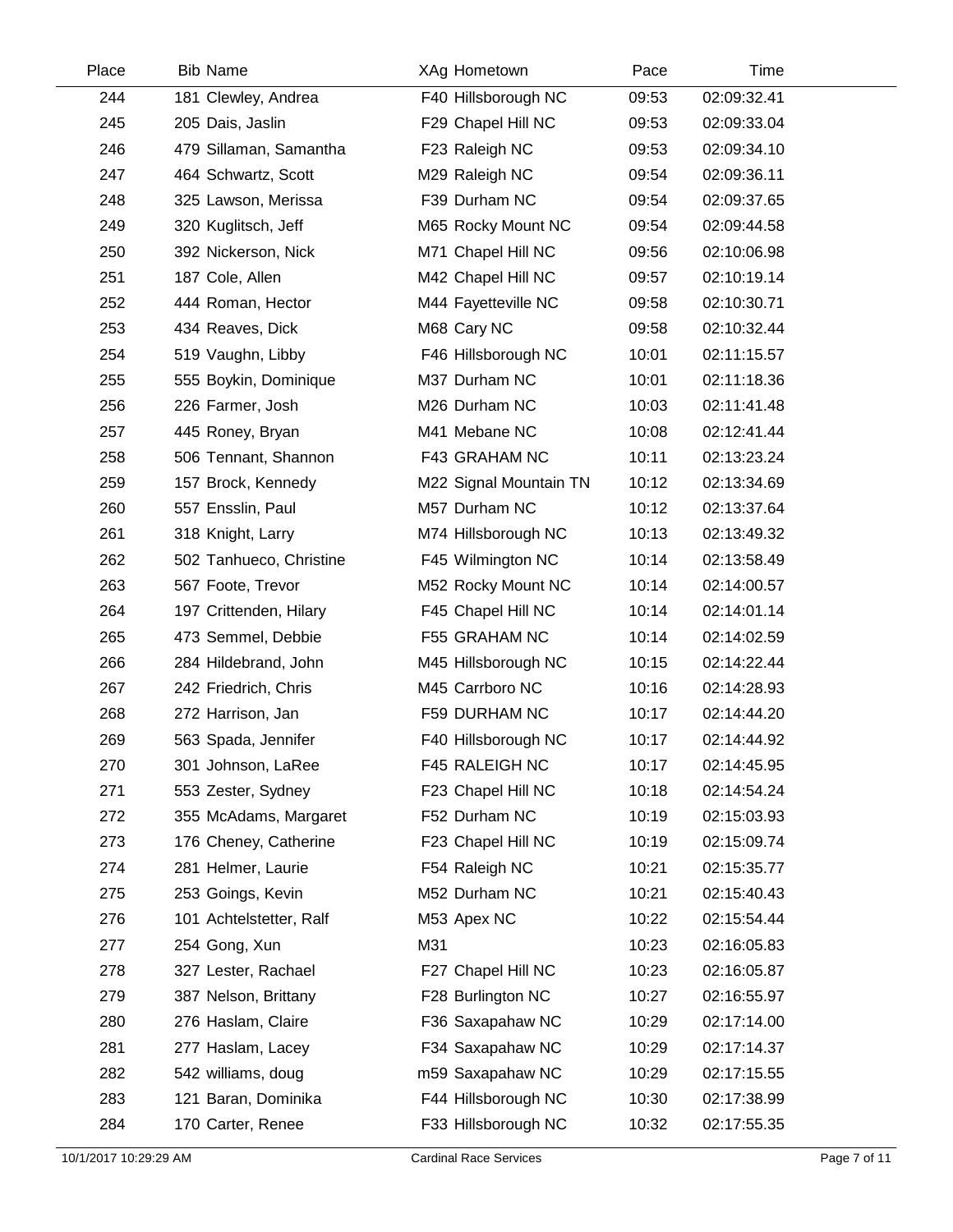| Place | Bib | Name | XAg | Hometown | Pace | Time |
|---|---|---|---|---|---|---|
| 244 | 181 | Clewley, Andrea | F40 | Hillsborough NC | 09:53 | 02:09:32.41 |
| 245 | 205 | Dais, Jaslin | F29 | Chapel Hill NC | 09:53 | 02:09:33.04 |
| 246 | 479 | Sillaman, Samantha | F23 | Raleigh NC | 09:53 | 02:09:34.10 |
| 247 | 464 | Schwartz, Scott | M29 | Raleigh NC | 09:54 | 02:09:36.11 |
| 248 | 325 | Lawson, Merissa | F39 | Durham NC | 09:54 | 02:09:37.65 |
| 249 | 320 | Kuglitsch, Jeff | M65 | Rocky Mount NC | 09:54 | 02:09:44.58 |
| 250 | 392 | Nickerson, Nick | M71 | Chapel Hill NC | 09:56 | 02:10:06.98 |
| 251 | 187 | Cole, Allen | M42 | Chapel Hill NC | 09:57 | 02:10:19.14 |
| 252 | 444 | Roman, Hector | M44 | Fayetteville NC | 09:58 | 02:10:30.71 |
| 253 | 434 | Reaves, Dick | M68 | Cary NC | 09:58 | 02:10:32.44 |
| 254 | 519 | Vaughn, Libby | F46 | Hillsborough NC | 10:01 | 02:11:15.57 |
| 255 | 555 | Boykin, Dominique | M37 | Durham NC | 10:01 | 02:11:18.36 |
| 256 | 226 | Farmer, Josh | M26 | Durham NC | 10:03 | 02:11:41.48 |
| 257 | 445 | Roney, Bryan | M41 | Mebane NC | 10:08 | 02:12:41.44 |
| 258 | 506 | Tennant, Shannon | F43 | GRAHAM NC | 10:11 | 02:13:23.24 |
| 259 | 157 | Brock, Kennedy | M22 | Signal Mountain TN | 10:12 | 02:13:34.69 |
| 260 | 557 | Ensslin, Paul | M57 | Durham NC | 10:12 | 02:13:37.64 |
| 261 | 318 | Knight, Larry | M74 | Hillsborough NC | 10:13 | 02:13:49.32 |
| 262 | 502 | Tanhueco, Christine | F45 | Wilmington NC | 10:14 | 02:13:58.49 |
| 263 | 567 | Foote, Trevor | M52 | Rocky Mount NC | 10:14 | 02:14:00.57 |
| 264 | 197 | Crittenden, Hilary | F45 | Chapel Hill NC | 10:14 | 02:14:01.14 |
| 265 | 473 | Semmel, Debbie | F55 | GRAHAM NC | 10:14 | 02:14:02.59 |
| 266 | 284 | Hildebrand, John | M45 | Hillsborough NC | 10:15 | 02:14:22.44 |
| 267 | 242 | Friedrich, Chris | M45 | Carrboro NC | 10:16 | 02:14:28.93 |
| 268 | 272 | Harrison, Jan | F59 | DURHAM NC | 10:17 | 02:14:44.20 |
| 269 | 563 | Spada, Jennifer | F40 | Hillsborough NC | 10:17 | 02:14:44.92 |
| 270 | 301 | Johnson, LaRee | F45 | RALEIGH NC | 10:17 | 02:14:45.95 |
| 271 | 553 | Zester, Sydney | F23 | Chapel Hill NC | 10:18 | 02:14:54.24 |
| 272 | 355 | McAdams, Margaret | F52 | Durham NC | 10:19 | 02:15:03.93 |
| 273 | 176 | Cheney, Catherine | F23 | Chapel Hill NC | 10:19 | 02:15:09.74 |
| 274 | 281 | Helmer, Laurie | F54 | Raleigh NC | 10:21 | 02:15:35.77 |
| 275 | 253 | Goings, Kevin | M52 | Durham NC | 10:21 | 02:15:40.43 |
| 276 | 101 | Achtelstetter, Ralf | M53 | Apex NC | 10:22 | 02:15:54.44 |
| 277 | 254 | Gong, Xun | M31 | | 10:23 | 02:16:05.83 |
| 278 | 327 | Lester, Rachael | F27 | Chapel Hill NC | 10:23 | 02:16:05.87 |
| 279 | 387 | Nelson, Brittany | F28 | Burlington NC | 10:27 | 02:16:55.97 |
| 280 | 276 | Haslam, Claire | F36 | Saxapahaw NC | 10:29 | 02:17:14.00 |
| 281 | 277 | Haslam, Lacey | F34 | Saxapahaw NC | 10:29 | 02:17:14.37 |
| 282 | 542 | williams, doug | m59 | Saxapahaw NC | 10:29 | 02:17:15.55 |
| 283 | 121 | Baran, Dominika | F44 | Hillsborough NC | 10:30 | 02:17:38.99 |
| 284 | 170 | Carter, Renee | F33 | Hillsborough NC | 10:32 | 02:17:55.35 |

10/1/2017 10:29:29 AM    Cardinal Race Services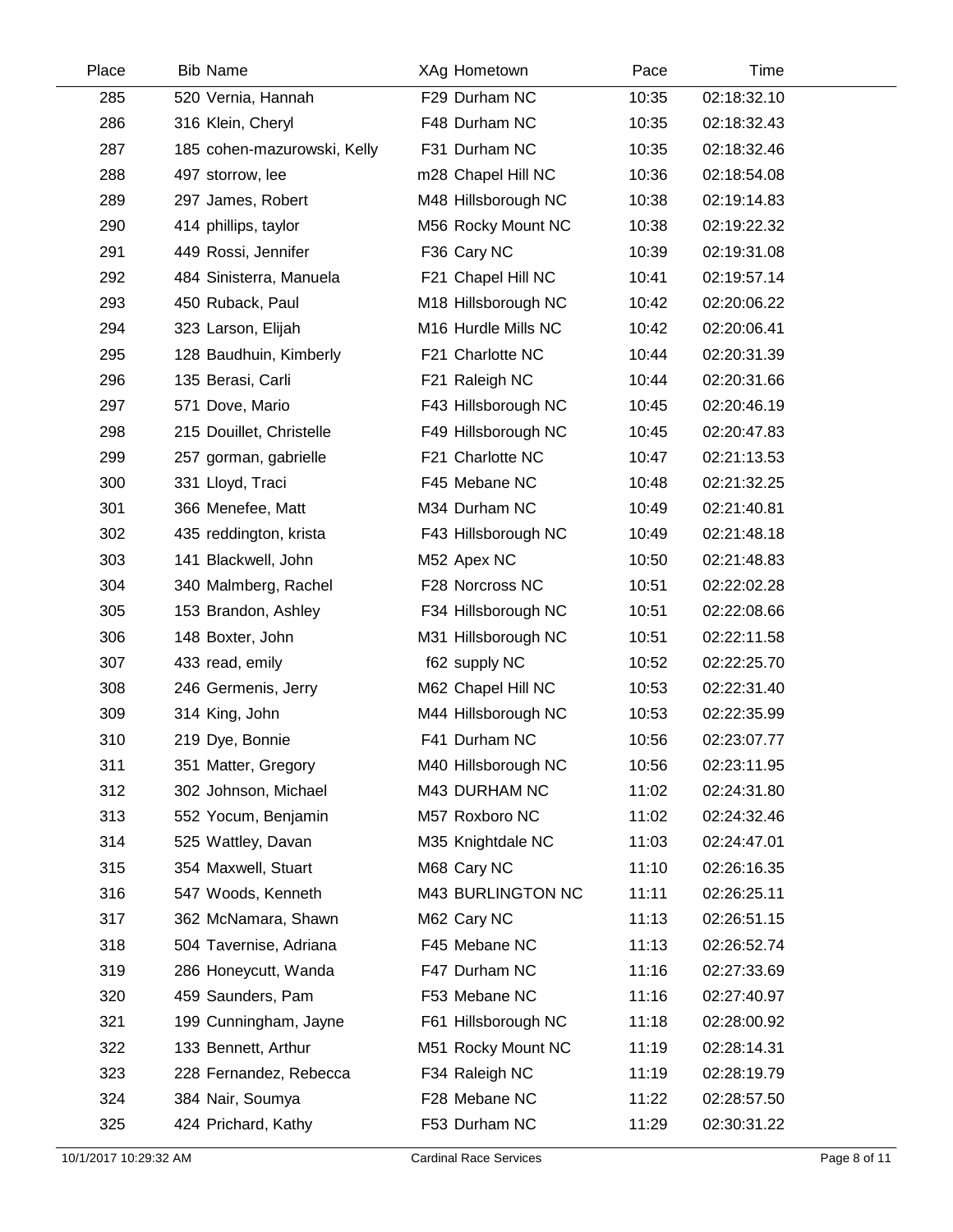| Place | Bib | Name | XAg | Hometown | Pace | Time |
|---|---|---|---|---|---|---|
| 285 | 520 | Vernia, Hannah | F29 | Durham NC | 10:35 | 02:18:32.10 |
| 286 | 316 | Klein, Cheryl | F48 | Durham NC | 10:35 | 02:18:32.43 |
| 287 | 185 | cohen-mazurowski, Kelly | F31 | Durham NC | 10:35 | 02:18:32.46 |
| 288 | 497 | storrow, lee | m28 | Chapel Hill NC | 10:36 | 02:18:54.08 |
| 289 | 297 | James, Robert | M48 | Hillsborough NC | 10:38 | 02:19:14.83 |
| 290 | 414 | phillips, taylor | M56 | Rocky Mount NC | 10:38 | 02:19:22.32 |
| 291 | 449 | Rossi, Jennifer | F36 | Cary NC | 10:39 | 02:19:31.08 |
| 292 | 484 | Sinisterra, Manuela | F21 | Chapel Hill NC | 10:41 | 02:19:57.14 |
| 293 | 450 | Ruback, Paul | M18 | Hillsborough NC | 10:42 | 02:20:06.22 |
| 294 | 323 | Larson, Elijah | M16 | Hurdle Mills NC | 10:42 | 02:20:06.41 |
| 295 | 128 | Baudhuin, Kimberly | F21 | Charlotte NC | 10:44 | 02:20:31.39 |
| 296 | 135 | Berasi, Carli | F21 | Raleigh NC | 10:44 | 02:20:31.66 |
| 297 | 571 | Dove, Mario | F43 | Hillsborough NC | 10:45 | 02:20:46.19 |
| 298 | 215 | Douillet, Christelle | F49 | Hillsborough NC | 10:45 | 02:20:47.83 |
| 299 | 257 | gorman, gabrielle | F21 | Charlotte NC | 10:47 | 02:21:13.53 |
| 300 | 331 | Lloyd, Traci | F45 | Mebane NC | 10:48 | 02:21:32.25 |
| 301 | 366 | Menefee, Matt | M34 | Durham NC | 10:49 | 02:21:40.81 |
| 302 | 435 | reddington, krista | F43 | Hillsborough NC | 10:49 | 02:21:48.18 |
| 303 | 141 | Blackwell, John | M52 | Apex NC | 10:50 | 02:21:48.83 |
| 304 | 340 | Malmberg, Rachel | F28 | Norcross NC | 10:51 | 02:22:02.28 |
| 305 | 153 | Brandon, Ashley | F34 | Hillsborough NC | 10:51 | 02:22:08.66 |
| 306 | 148 | Boxter, John | M31 | Hillsborough NC | 10:51 | 02:22:11.58 |
| 307 | 433 | read, emily | f62 | supply NC | 10:52 | 02:22:25.70 |
| 308 | 246 | Germenis, Jerry | M62 | Chapel Hill NC | 10:53 | 02:22:31.40 |
| 309 | 314 | King, John | M44 | Hillsborough NC | 10:53 | 02:22:35.99 |
| 310 | 219 | Dye, Bonnie | F41 | Durham NC | 10:56 | 02:23:07.77 |
| 311 | 351 | Matter, Gregory | M40 | Hillsborough NC | 10:56 | 02:23:11.95 |
| 312 | 302 | Johnson, Michael | M43 | DURHAM NC | 11:02 | 02:24:31.80 |
| 313 | 552 | Yocum, Benjamin | M57 | Roxboro NC | 11:02 | 02:24:32.46 |
| 314 | 525 | Wattley, Davan | M35 | Knightdale NC | 11:03 | 02:24:47.01 |
| 315 | 354 | Maxwell, Stuart | M68 | Cary NC | 11:10 | 02:26:16.35 |
| 316 | 547 | Woods, Kenneth | M43 | BURLINGTON NC | 11:11 | 02:26:25.11 |
| 317 | 362 | McNamara, Shawn | M62 | Cary NC | 11:13 | 02:26:51.15 |
| 318 | 504 | Tavernise, Adriana | F45 | Mebane NC | 11:13 | 02:26:52.74 |
| 319 | 286 | Honeycutt, Wanda | F47 | Durham NC | 11:16 | 02:27:33.69 |
| 320 | 459 | Saunders, Pam | F53 | Mebane NC | 11:16 | 02:27:40.97 |
| 321 | 199 | Cunningham, Jayne | F61 | Hillsborough NC | 11:18 | 02:28:00.92 |
| 322 | 133 | Bennett, Arthur | M51 | Rocky Mount NC | 11:19 | 02:28:14.31 |
| 323 | 228 | Fernandez, Rebecca | F34 | Raleigh NC | 11:19 | 02:28:19.79 |
| 324 | 384 | Nair, Soumya | F28 | Mebane NC | 11:22 | 02:28:57.50 |
| 325 | 424 | Prichard, Kathy | F53 | Durham NC | 11:29 | 02:30:31.22 |

10/1/2017 10:29:32 AM Cardinal Race Services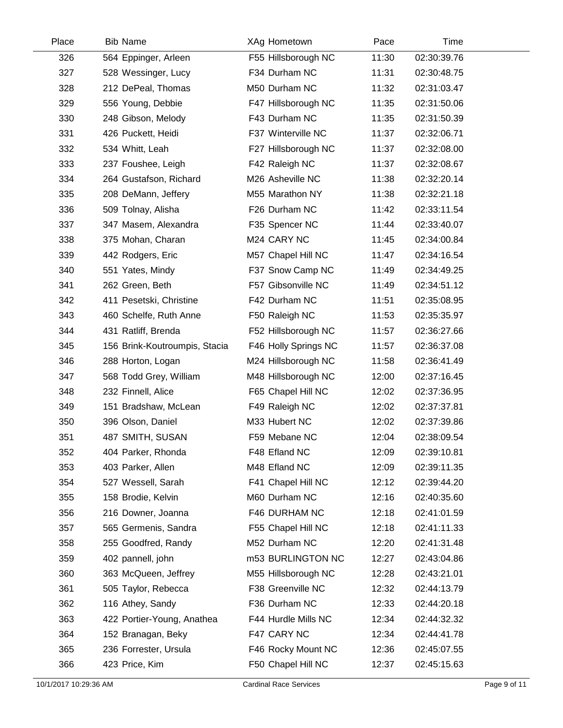| Place | Bib | Name | XAg | Hometown | Pace | Time |
|---|---|---|---|---|---|---|
| 326 | 564 | Eppinger, Arleen | F55 | Hillsborough NC | 11:30 | 02:30:39.76 |
| 327 | 528 | Wessinger, Lucy | F34 | Durham NC | 11:31 | 02:30:48.75 |
| 328 | 212 | DePeal, Thomas | M50 | Durham NC | 11:32 | 02:31:03.47 |
| 329 | 556 | Young, Debbie | F47 | Hillsborough NC | 11:35 | 02:31:50.06 |
| 330 | 248 | Gibson, Melody | F43 | Durham NC | 11:35 | 02:31:50.39 |
| 331 | 426 | Puckett, Heidi | F37 | Winterville NC | 11:37 | 02:32:06.71 |
| 332 | 534 | Whitt, Leah | F27 | Hillsborough NC | 11:37 | 02:32:08.00 |
| 333 | 237 | Foushee, Leigh | F42 | Raleigh NC | 11:37 | 02:32:08.67 |
| 334 | 264 | Gustafson, Richard | M26 | Asheville NC | 11:38 | 02:32:20.14 |
| 335 | 208 | DeMann, Jeffery | M55 | Marathon NY | 11:38 | 02:32:21.18 |
| 336 | 509 | Tolnay, Alisha | F26 | Durham NC | 11:42 | 02:33:11.54 |
| 337 | 347 | Masem, Alexandra | F35 | Spencer NC | 11:44 | 02:33:40.07 |
| 338 | 375 | Mohan, Charan | M24 | CARY NC | 11:45 | 02:34:00.84 |
| 339 | 442 | Rodgers, Eric | M57 | Chapel Hill NC | 11:47 | 02:34:16.54 |
| 340 | 551 | Yates, Mindy | F37 | Snow Camp NC | 11:49 | 02:34:49.25 |
| 341 | 262 | Green, Beth | F57 | Gibsonville NC | 11:49 | 02:34:51.12 |
| 342 | 411 | Pesetski, Christine | F42 | Durham NC | 11:51 | 02:35:08.95 |
| 343 | 460 | Schelfe, Ruth Anne | F50 | Raleigh NC | 11:53 | 02:35:35.97 |
| 344 | 431 | Ratliff, Brenda | F52 | Hillsborough NC | 11:57 | 02:36:27.66 |
| 345 | 156 | Brink-Koutroumpis, Stacia | F46 | Holly Springs NC | 11:57 | 02:36:37.08 |
| 346 | 288 | Horton, Logan | M24 | Hillsborough NC | 11:58 | 02:36:41.49 |
| 347 | 568 | Todd Grey, William | M48 | Hillsborough NC | 12:00 | 02:37:16.45 |
| 348 | 232 | Finnell, Alice | F65 | Chapel Hill NC | 12:02 | 02:37:36.95 |
| 349 | 151 | Bradshaw, McLean | F49 | Raleigh NC | 12:02 | 02:37:37.81 |
| 350 | 396 | Olson, Daniel | M33 | Hubert NC | 12:02 | 02:37:39.86 |
| 351 | 487 | SMITH, SUSAN | F59 | Mebane NC | 12:04 | 02:38:09.54 |
| 352 | 404 | Parker, Rhonda | F48 | Efland NC | 12:09 | 02:39:10.81 |
| 353 | 403 | Parker, Allen | M48 | Efland NC | 12:09 | 02:39:11.35 |
| 354 | 527 | Wessell, Sarah | F41 | Chapel Hill NC | 12:12 | 02:39:44.20 |
| 355 | 158 | Brodie, Kelvin | M60 | Durham NC | 12:16 | 02:40:35.60 |
| 356 | 216 | Downer, Joanna | F46 | DURHAM NC | 12:18 | 02:41:01.59 |
| 357 | 565 | Germenis, Sandra | F55 | Chapel Hill NC | 12:18 | 02:41:11.33 |
| 358 | 255 | Goodfred, Randy | M52 | Durham NC | 12:20 | 02:41:31.48 |
| 359 | 402 | pannell, john | m53 | BURLINGTON NC | 12:27 | 02:43:04.86 |
| 360 | 363 | McQueen, Jeffrey | M55 | Hillsborough NC | 12:28 | 02:43:21.01 |
| 361 | 505 | Taylor, Rebecca | F38 | Greenville NC | 12:32 | 02:44:13.79 |
| 362 | 116 | Athey, Sandy | F36 | Durham NC | 12:33 | 02:44:20.18 |
| 363 | 422 | Portier-Young, Anathea | F44 | Hurdle Mills NC | 12:34 | 02:44:32.32 |
| 364 | 152 | Branagan, Beky | F47 | CARY NC | 12:34 | 02:44:41.78 |
| 365 | 236 | Forrester, Ursula | F46 | Rocky Mount NC | 12:36 | 02:45:07.55 |
| 366 | 423 | Price, Kim | F50 | Chapel Hill NC | 12:37 | 02:45:15.63 |

10/1/2017 10:29:36 AM Cardinal Race Services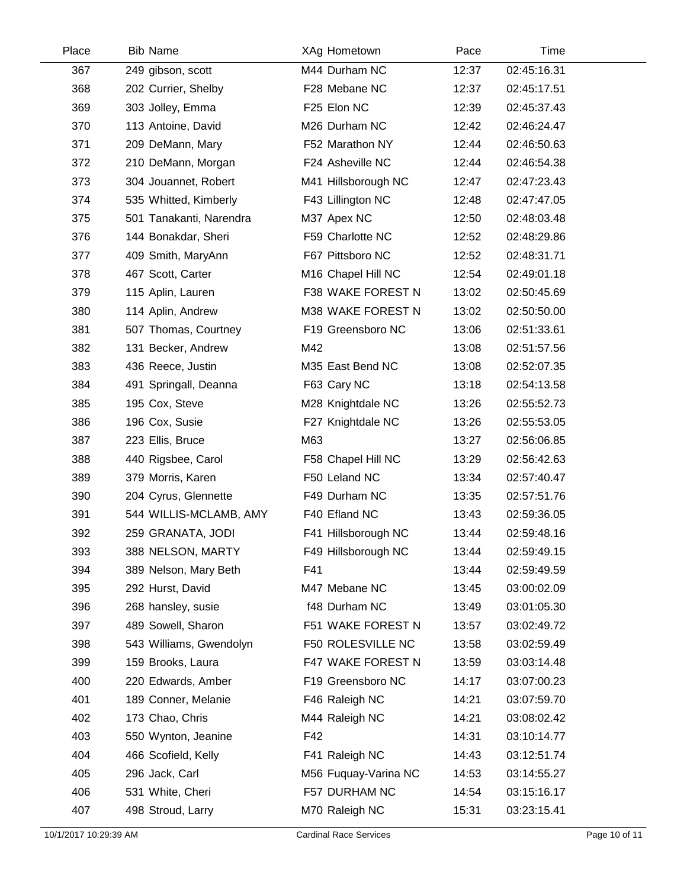| Place | Bib | Name | XAg | Hometown | Pace | Time |
|---|---|---|---|---|---|---|
| 367 | 249 | gibson, scott | M44 | Durham NC | 12:37 | 02:45:16.31 |
| 368 | 202 | Currier, Shelby | F28 | Mebane NC | 12:37 | 02:45:17.51 |
| 369 | 303 | Jolley, Emma | F25 | Elon NC | 12:39 | 02:45:37.43 |
| 370 | 113 | Antoine, David | M26 | Durham NC | 12:42 | 02:46:24.47 |
| 371 | 209 | DeMann, Mary | F52 | Marathon NY | 12:44 | 02:46:50.63 |
| 372 | 210 | DeMann, Morgan | F24 | Asheville NC | 12:44 | 02:46:54.38 |
| 373 | 304 | Jouannet, Robert | M41 | Hillsborough NC | 12:47 | 02:47:23.43 |
| 374 | 535 | Whitted, Kimberly | F43 | Lillington NC | 12:48 | 02:47:47.05 |
| 375 | 501 | Tanakanti, Narendra | M37 | Apex NC | 12:50 | 02:48:03.48 |
| 376 | 144 | Bonakdar, Sheri | F59 | Charlotte NC | 12:52 | 02:48:29.86 |
| 377 | 409 | Smith, MaryAnn | F67 | Pittsboro NC | 12:52 | 02:48:31.71 |
| 378 | 467 | Scott, Carter | M16 | Chapel Hill NC | 12:54 | 02:49:01.18 |
| 379 | 115 | Aplin, Lauren | F38 | WAKE FOREST N | 13:02 | 02:50:45.69 |
| 380 | 114 | Aplin, Andrew | M38 | WAKE FOREST N | 13:02 | 02:50:50.00 |
| 381 | 507 | Thomas, Courtney | F19 | Greensboro NC | 13:06 | 02:51:33.61 |
| 382 | 131 | Becker, Andrew | M42 | | 13:08 | 02:51:57.56 |
| 383 | 436 | Reece, Justin | M35 | East Bend NC | 13:08 | 02:52:07.35 |
| 384 | 491 | Springall, Deanna | F63 | Cary NC | 13:18 | 02:54:13.58 |
| 385 | 195 | Cox, Steve | M28 | Knightdale NC | 13:26 | 02:55:52.73 |
| 386 | 196 | Cox, Susie | F27 | Knightdale NC | 13:26 | 02:55:53.05 |
| 387 | 223 | Ellis, Bruce | M63 | | 13:27 | 02:56:06.85 |
| 388 | 440 | Rigsbee, Carol | F58 | Chapel Hill NC | 13:29 | 02:56:42.63 |
| 389 | 379 | Morris, Karen | F50 | Leland NC | 13:34 | 02:57:40.47 |
| 390 | 204 | Cyrus, Glennette | F49 | Durham NC | 13:35 | 02:57:51.76 |
| 391 | 544 | WILLIS-MCLAMB, AMY | F40 | Efland NC | 13:43 | 02:59:36.05 |
| 392 | 259 | GRANATA, JODI | F41 | Hillsborough NC | 13:44 | 02:59:48.16 |
| 393 | 388 | NELSON, MARTY | F49 | Hillsborough NC | 13:44 | 02:59:49.15 |
| 394 | 389 | Nelson, Mary Beth | F41 | | 13:44 | 02:59:49.59 |
| 395 | 292 | Hurst, David | M47 | Mebane NC | 13:45 | 03:00:02.09 |
| 396 | 268 | hansley, susie | f48 | Durham NC | 13:49 | 03:01:05.30 |
| 397 | 489 | Sowell, Sharon | F51 | WAKE FOREST N | 13:57 | 03:02:49.72 |
| 398 | 543 | Williams, Gwendolyn | F50 | ROLESVILLE NC | 13:58 | 03:02:59.49 |
| 399 | 159 | Brooks, Laura | F47 | WAKE FOREST N | 13:59 | 03:03:14.48 |
| 400 | 220 | Edwards, Amber | F19 | Greensboro NC | 14:17 | 03:07:00.23 |
| 401 | 189 | Conner, Melanie | F46 | Raleigh NC | 14:21 | 03:07:59.70 |
| 402 | 173 | Chao, Chris | M44 | Raleigh NC | 14:21 | 03:08:02.42 |
| 403 | 550 | Wynton, Jeanine | F42 | | 14:31 | 03:10:14.77 |
| 404 | 466 | Scofield, Kelly | F41 | Raleigh NC | 14:43 | 03:12:51.74 |
| 405 | 296 | Jack, Carl | M56 | Fuquay-Varina NC | 14:53 | 03:14:55.27 |
| 406 | 531 | White, Cheri | F57 | DURHAM NC | 14:54 | 03:15:16.17 |
| 407 | 498 | Stroud, Larry | M70 | Raleigh NC | 15:31 | 03:23:15.41 |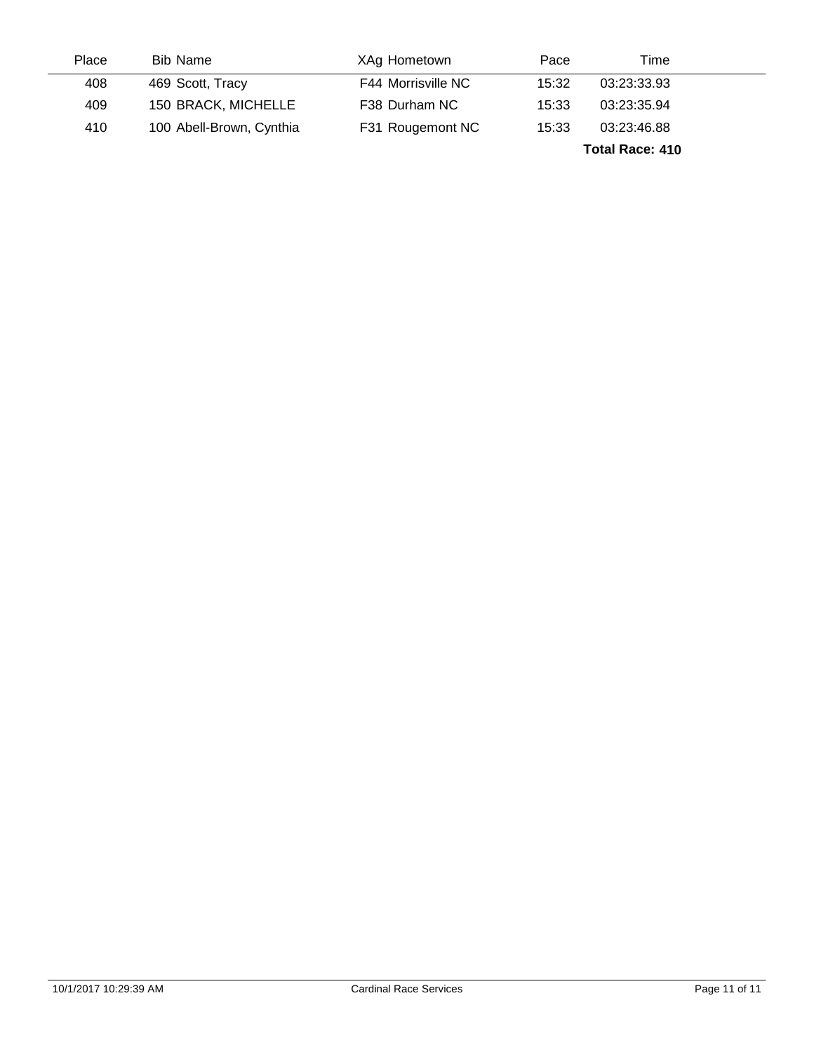| Place | Bib | Name | XAg | Hometown | Pace | Time |
|---|---|---|---|---|---|---|
| 408 | 469 | Scott, Tracy | F44 | Morrisville NC | 15:32 | 03:23:33.93 |
| 409 | 150 | BRACK, MICHELLE | F38 | Durham NC | 15:33 | 03:23:35.94 |
| 410 | 100 | Abell-Brown, Cynthia | F31 | Rougemont NC | 15:33 | 03:23:46.88 |

**Total Race: 410**

10/1/2017 10:29:39 AM

Cardinal Race Services